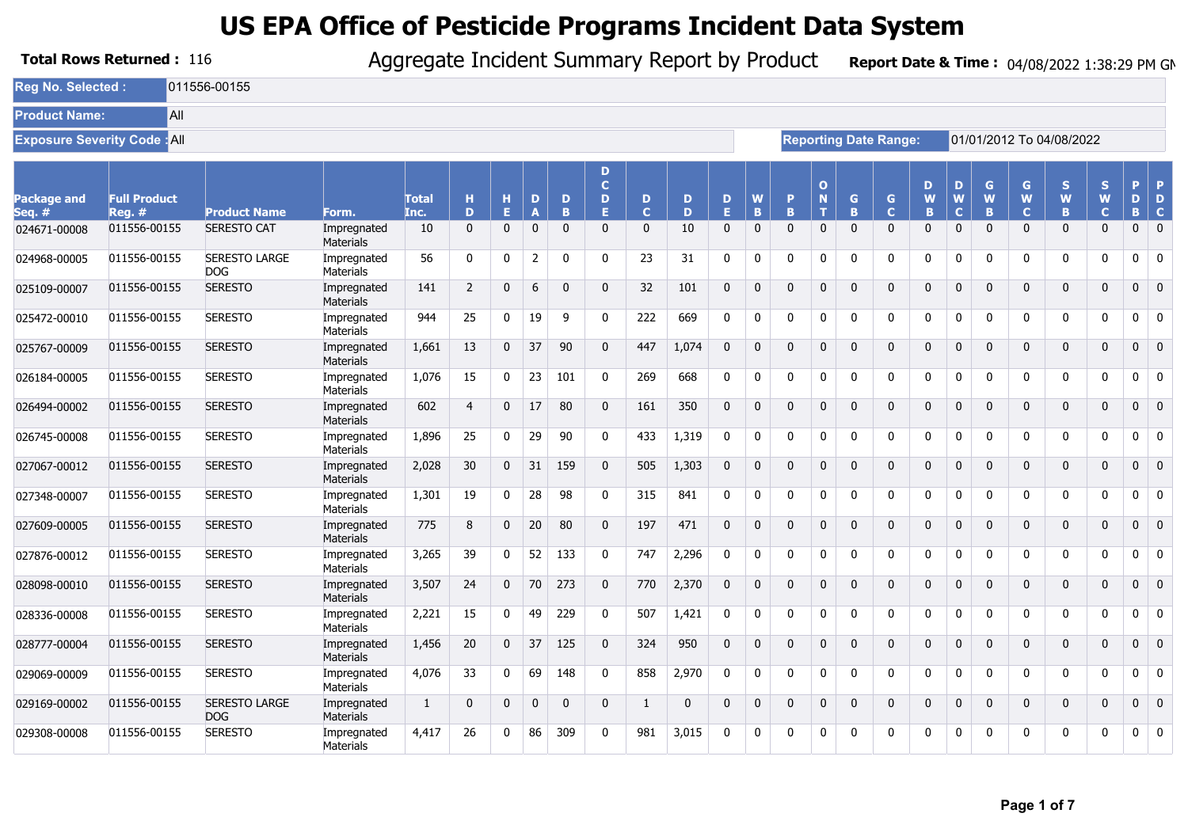# US EPA Office of Pesticide Programs Incident Data System

**Total Rows Returned :** 116

Aggregate Incident Summary Report by Product

**Report Date & Time :** 04/08/2022 1:38:29 PM GM

| **Reg No. Selected :** | 011556-00155 |
|---|---|
| **Product Name:** | All |
| **Exposure Severity Code :** | All |
| **Reporting Date Range:** | 01/01/2012 To 04/08/2022 |

| Package and Seq. # | Full Product Reg. # | Product Name | Form. | Total Inc. | HD | HE | DA | DB | DCDE | DC | DD | DE | WB | PB | ONT | GB | GC | DWB | DWC | GWB | GWC | SWB | SWC | PDB | PDC |
|---|---|---|---|---|---|---|---|---|---|---|---|---|---|---|---|---|---|---|---|---|---|---|---|---|---|
| 024671-00008 | 011556-00155 | SERESTO CAT | Impregnated Materials | 10 | 0 | 0 | 0 | 0 | 0 | 0 | 10 | 0 | 0 | 0 | 0 | 0 | 0 | 0 | 0 | 0 | 0 | 0 | 0 | 0 | 0 |
| 024968-00005 | 011556-00155 | SERESTO LARGE DOG | Impregnated Materials | 56 | 0 | 0 | 2 | 0 | 0 | 23 | 31 | 0 | 0 | 0 | 0 | 0 | 0 | 0 | 0 | 0 | 0 | 0 | 0 | 0 | 0 |
| 025109-00007 | 011556-00155 | SERESTO | Impregnated Materials | 141 | 2 | 0 | 6 | 0 | 0 | 32 | 101 | 0 | 0 | 0 | 0 | 0 | 0 | 0 | 0 | 0 | 0 | 0 | 0 | 0 | 0 |
| 025472-00010 | 011556-00155 | SERESTO | Impregnated Materials | 944 | 25 | 0 | 19 | 9 | 0 | 222 | 669 | 0 | 0 | 0 | 0 | 0 | 0 | 0 | 0 | 0 | 0 | 0 | 0 | 0 | 0 |
| 025767-00009 | 011556-00155 | SERESTO | Impregnated Materials | 1,661 | 13 | 0 | 37 | 90 | 0 | 447 | 1,074 | 0 | 0 | 0 | 0 | 0 | 0 | 0 | 0 | 0 | 0 | 0 | 0 | 0 | 0 |
| 026184-00005 | 011556-00155 | SERESTO | Impregnated Materials | 1,076 | 15 | 0 | 23 | 101 | 0 | 269 | 668 | 0 | 0 | 0 | 0 | 0 | 0 | 0 | 0 | 0 | 0 | 0 | 0 | 0 | 0 |
| 026494-00002 | 011556-00155 | SERESTO | Impregnated Materials | 602 | 4 | 0 | 17 | 80 | 0 | 161 | 350 | 0 | 0 | 0 | 0 | 0 | 0 | 0 | 0 | 0 | 0 | 0 | 0 | 0 | 0 |
| 026745-00008 | 011556-00155 | SERESTO | Impregnated Materials | 1,896 | 25 | 0 | 29 | 90 | 0 | 433 | 1,319 | 0 | 0 | 0 | 0 | 0 | 0 | 0 | 0 | 0 | 0 | 0 | 0 | 0 | 0 |
| 027067-00012 | 011556-00155 | SERESTO | Impregnated Materials | 2,028 | 30 | 0 | 31 | 159 | 0 | 505 | 1,303 | 0 | 0 | 0 | 0 | 0 | 0 | 0 | 0 | 0 | 0 | 0 | 0 | 0 | 0 |
| 027348-00007 | 011556-00155 | SERESTO | Impregnated Materials | 1,301 | 19 | 0 | 28 | 98 | 0 | 315 | 841 | 0 | 0 | 0 | 0 | 0 | 0 | 0 | 0 | 0 | 0 | 0 | 0 | 0 | 0 |
| 027609-00005 | 011556-00155 | SERESTO | Impregnated Materials | 775 | 8 | 0 | 20 | 80 | 0 | 197 | 471 | 0 | 0 | 0 | 0 | 0 | 0 | 0 | 0 | 0 | 0 | 0 | 0 | 0 | 0 |
| 027876-00012 | 011556-00155 | SERESTO | Impregnated Materials | 3,265 | 39 | 0 | 52 | 133 | 0 | 747 | 2,296 | 0 | 0 | 0 | 0 | 0 | 0 | 0 | 0 | 0 | 0 | 0 | 0 | 0 | 0 |
| 028098-00010 | 011556-00155 | SERESTO | Impregnated Materials | 3,507 | 24 | 0 | 70 | 273 | 0 | 770 | 2,370 | 0 | 0 | 0 | 0 | 0 | 0 | 0 | 0 | 0 | 0 | 0 | 0 | 0 | 0 |
| 028336-00008 | 011556-00155 | SERESTO | Impregnated Materials | 2,221 | 15 | 0 | 49 | 229 | 0 | 507 | 1,421 | 0 | 0 | 0 | 0 | 0 | 0 | 0 | 0 | 0 | 0 | 0 | 0 | 0 | 0 |
| 028777-00004 | 011556-00155 | SERESTO | Impregnated Materials | 1,456 | 20 | 0 | 37 | 125 | 0 | 324 | 950 | 0 | 0 | 0 | 0 | 0 | 0 | 0 | 0 | 0 | 0 | 0 | 0 | 0 | 0 |
| 029069-00009 | 011556-00155 | SERESTO | Impregnated Materials | 4,076 | 33 | 0 | 69 | 148 | 0 | 858 | 2,970 | 0 | 0 | 0 | 0 | 0 | 0 | 0 | 0 | 0 | 0 | 0 | 0 | 0 | 0 |
| 029169-00002 | 011556-00155 | SERESTO LARGE DOG | Impregnated Materials | 1 | 0 | 0 | 0 | 0 | 0 | 1 | 0 | 0 | 0 | 0 | 0 | 0 | 0 | 0 | 0 | 0 | 0 | 0 | 0 | 0 | 0 |
| 029308-00008 | 011556-00155 | SERESTO | Impregnated Materials | 4,417 | 26 | 0 | 86 | 309 | 0 | 981 | 3,015 | 0 | 0 | 0 | 0 | 0 | 0 | 0 | 0 | 0 | 0 | 0 | 0 | 0 | 0 |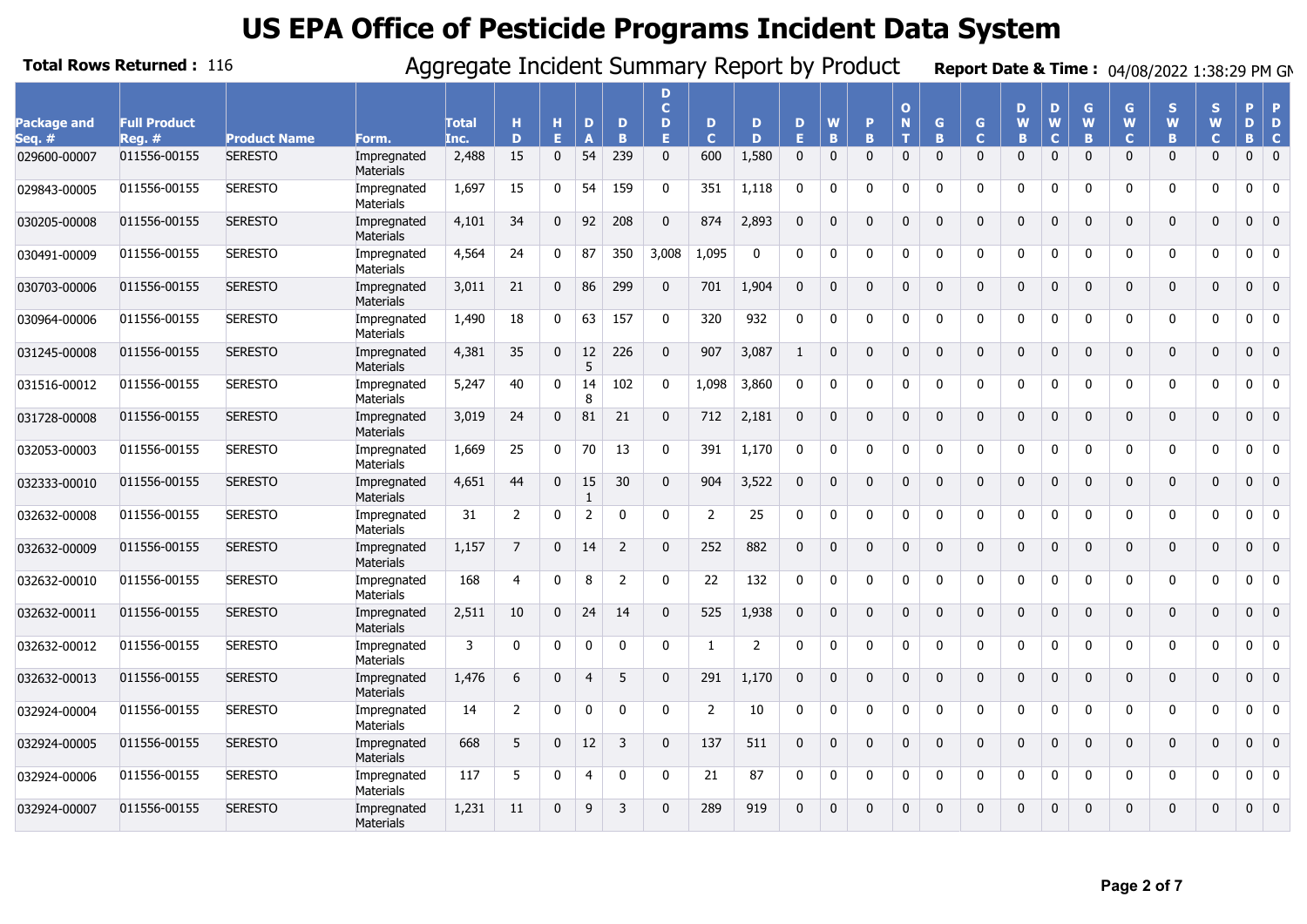# US EPA Office of Pesticide Programs Incident Data System

**Total Rows Returned :** 116

Aggregate Incident Summary Report by Product

**Report Date & Time :** 04/08/2022 1:38:29 PM GM

| Package and Seq. # | Full Product Reg. # | Product Name | Form. | Total Inc. | HD | HE | DA | DB | DCDE | DC | DD | DE | WB | PB | ONT | GB | GC | DWB | DWC | GWB | GWC | SWB | SWC | PDB | PDC |
|---|---|---|---|---|---|---|---|---|---|---|---|---|---|---|---|---|---|---|---|---|---|---|---|---|---|
| 029600-00007 | 011556-00155 | SERESTO | Impregnated Materials | 2,488 | 15 | 0 | 54 | 239 | 0 | 600 | 1,580 | 0 | 0 | 0 | 0 | 0 | 0 | 0 | 0 | 0 | 0 | 0 | 0 | 0 | 0 |
| 029843-00005 | 011556-00155 | SERESTO | Impregnated Materials | 1,697 | 15 | 0 | 54 | 159 | 0 | 351 | 1,118 | 0 | 0 | 0 | 0 | 0 | 0 | 0 | 0 | 0 | 0 | 0 | 0 | 0 | 0 |
| 030205-00008 | 011556-00155 | SERESTO | Impregnated Materials | 4,101 | 34 | 0 | 92 | 208 | 0 | 874 | 2,893 | 0 | 0 | 0 | 0 | 0 | 0 | 0 | 0 | 0 | 0 | 0 | 0 | 0 | 0 |
| 030491-00009 | 011556-00155 | SERESTO | Impregnated Materials | 4,564 | 24 | 0 | 87 | 350 | 3,008 | 1,095 | 0 | 0 | 0 | 0 | 0 | 0 | 0 | 0 | 0 | 0 | 0 | 0 | 0 | 0 | 0 |
| 030703-00006 | 011556-00155 | SERESTO | Impregnated Materials | 3,011 | 21 | 0 | 86 | 299 | 0 | 701 | 1,904 | 0 | 0 | 0 | 0 | 0 | 0 | 0 | 0 | 0 | 0 | 0 | 0 | 0 | 0 |
| 030964-00006 | 011556-00155 | SERESTO | Impregnated Materials | 1,490 | 18 | 0 | 63 | 157 | 0 | 320 | 932 | 0 | 0 | 0 | 0 | 0 | 0 | 0 | 0 | 0 | 0 | 0 | 0 | 0 | 0 |
| 031245-00008 | 011556-00155 | SERESTO | Impregnated Materials | 4,381 | 35 | 0 | 125 | 226 | 0 | 907 | 3,087 | 1 | 0 | 0 | 0 | 0 | 0 | 0 | 0 | 0 | 0 | 0 | 0 | 0 | 0 |
| 031516-00012 | 011556-00155 | SERESTO | Impregnated Materials | 5,247 | 40 | 0 | 148 | 102 | 0 | 1,098 | 3,860 | 0 | 0 | 0 | 0 | 0 | 0 | 0 | 0 | 0 | 0 | 0 | 0 | 0 | 0 |
| 031728-00008 | 011556-00155 | SERESTO | Impregnated Materials | 3,019 | 24 | 0 | 81 | 21 | 0 | 712 | 2,181 | 0 | 0 | 0 | 0 | 0 | 0 | 0 | 0 | 0 | 0 | 0 | 0 | 0 | 0 |
| 032053-00003 | 011556-00155 | SERESTO | Impregnated Materials | 1,669 | 25 | 0 | 70 | 13 | 0 | 391 | 1,170 | 0 | 0 | 0 | 0 | 0 | 0 | 0 | 0 | 0 | 0 | 0 | 0 | 0 | 0 |
| 032333-00010 | 011556-00155 | SERESTO | Impregnated Materials | 4,651 | 44 | 0 | 151 | 30 | 0 | 904 | 3,522 | 0 | 0 | 0 | 0 | 0 | 0 | 0 | 0 | 0 | 0 | 0 | 0 | 0 | 0 |
| 032632-00008 | 011556-00155 | SERESTO | Impregnated Materials | 31 | 2 | 0 | 2 | 0 | 0 | 2 | 25 | 0 | 0 | 0 | 0 | 0 | 0 | 0 | 0 | 0 | 0 | 0 | 0 | 0 | 0 |
| 032632-00009 | 011556-00155 | SERESTO | Impregnated Materials | 1,157 | 7 | 0 | 14 | 2 | 0 | 252 | 882 | 0 | 0 | 0 | 0 | 0 | 0 | 0 | 0 | 0 | 0 | 0 | 0 | 0 | 0 |
| 032632-00010 | 011556-00155 | SERESTO | Impregnated Materials | 168 | 4 | 0 | 8 | 2 | 0 | 22 | 132 | 0 | 0 | 0 | 0 | 0 | 0 | 0 | 0 | 0 | 0 | 0 | 0 | 0 | 0 |
| 032632-00011 | 011556-00155 | SERESTO | Impregnated Materials | 2,511 | 10 | 0 | 24 | 14 | 0 | 525 | 1,938 | 0 | 0 | 0 | 0 | 0 | 0 | 0 | 0 | 0 | 0 | 0 | 0 | 0 | 0 |
| 032632-00012 | 011556-00155 | SERESTO | Impregnated Materials | 3 | 0 | 0 | 0 | 0 | 0 | 1 | 2 | 0 | 0 | 0 | 0 | 0 | 0 | 0 | 0 | 0 | 0 | 0 | 0 | 0 | 0 |
| 032632-00013 | 011556-00155 | SERESTO | Impregnated Materials | 1,476 | 6 | 0 | 4 | 5 | 0 | 291 | 1,170 | 0 | 0 | 0 | 0 | 0 | 0 | 0 | 0 | 0 | 0 | 0 | 0 | 0 | 0 |
| 032924-00004 | 011556-00155 | SERESTO | Impregnated Materials | 14 | 2 | 0 | 0 | 0 | 0 | 2 | 10 | 0 | 0 | 0 | 0 | 0 | 0 | 0 | 0 | 0 | 0 | 0 | 0 | 0 | 0 |
| 032924-00005 | 011556-00155 | SERESTO | Impregnated Materials | 668 | 5 | 0 | 12 | 3 | 0 | 137 | 511 | 0 | 0 | 0 | 0 | 0 | 0 | 0 | 0 | 0 | 0 | 0 | 0 | 0 | 0 |
| 032924-00006 | 011556-00155 | SERESTO | Impregnated Materials | 117 | 5 | 0 | 4 | 0 | 0 | 21 | 87 | 0 | 0 | 0 | 0 | 0 | 0 | 0 | 0 | 0 | 0 | 0 | 0 | 0 | 0 |
| 032924-00007 | 011556-00155 | SERESTO | Impregnated Materials | 1,231 | 11 | 0 | 9 | 3 | 0 | 289 | 919 | 0 | 0 | 0 | 0 | 0 | 0 | 0 | 0 | 0 | 0 | 0 | 0 | 0 | 0 |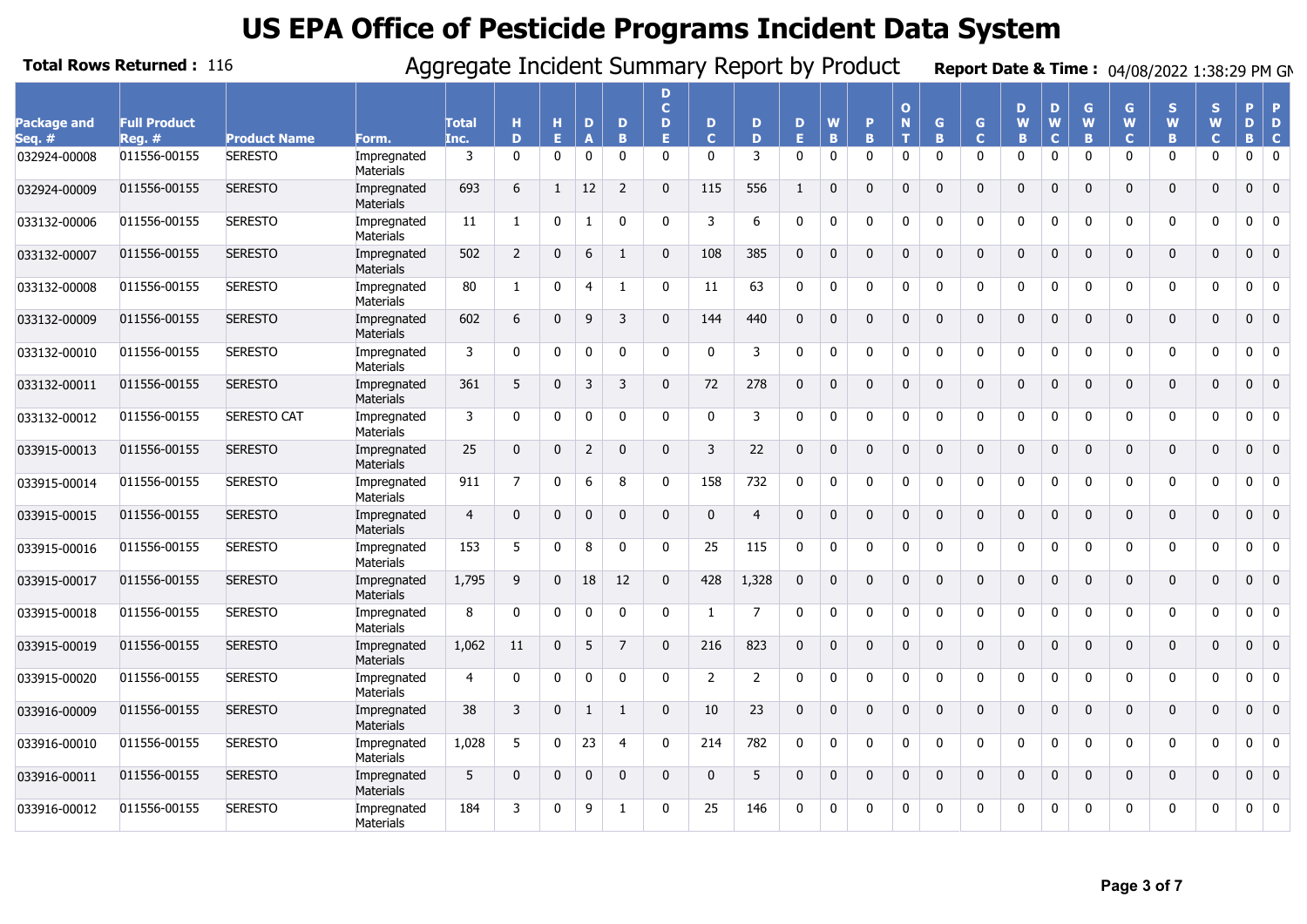# US EPA Office of Pesticide Programs Incident Data System

**Total Rows Returned :** 116

Aggregate Incident Summary Report by Product

**Report Date & Time :** 04/08/2022 1:38:29 PM GM

| Package and Seq. # | Full Product Reg. # | Product Name | Form. | Total Inc. | HD | HE | DA | DB | DCDE | DC | DD | DE | WB | PB | ONT | GB | GC | DWB | DWC | GWB | GWC | SWB | SWC | PDB | PDC |
|---|---|---|---|---|---|---|---|---|---|---|---|---|---|---|---|---|---|---|---|---|---|---|---|---|---|
| 032924-00008 | 011556-00155 | SERESTO | Impregnated Materials | 3 | 0 | 0 | 0 | 0 | 0 | 0 | 3 | 0 | 0 | 0 | 0 | 0 | 0 | 0 | 0 | 0 | 0 | 0 | 0 | 0 | 0 |
| 032924-00009 | 011556-00155 | SERESTO | Impregnated Materials | 693 | 6 | 1 | 12 | 2 | 0 | 115 | 556 | 1 | 0 | 0 | 0 | 0 | 0 | 0 | 0 | 0 | 0 | 0 | 0 | 0 | 0 |
| 033132-00006 | 011556-00155 | SERESTO | Impregnated Materials | 11 | 1 | 0 | 1 | 0 | 0 | 3 | 6 | 0 | 0 | 0 | 0 | 0 | 0 | 0 | 0 | 0 | 0 | 0 | 0 | 0 | 0 |
| 033132-00007 | 011556-00155 | SERESTO | Impregnated Materials | 502 | 2 | 0 | 6 | 1 | 0 | 108 | 385 | 0 | 0 | 0 | 0 | 0 | 0 | 0 | 0 | 0 | 0 | 0 | 0 | 0 | 0 |
| 033132-00008 | 011556-00155 | SERESTO | Impregnated Materials | 80 | 1 | 0 | 4 | 1 | 0 | 11 | 63 | 0 | 0 | 0 | 0 | 0 | 0 | 0 | 0 | 0 | 0 | 0 | 0 | 0 | 0 |
| 033132-00009 | 011556-00155 | SERESTO | Impregnated Materials | 602 | 6 | 0 | 9 | 3 | 0 | 144 | 440 | 0 | 0 | 0 | 0 | 0 | 0 | 0 | 0 | 0 | 0 | 0 | 0 | 0 | 0 |
| 033132-00010 | 011556-00155 | SERESTO | Impregnated Materials | 3 | 0 | 0 | 0 | 0 | 0 | 0 | 3 | 0 | 0 | 0 | 0 | 0 | 0 | 0 | 0 | 0 | 0 | 0 | 0 | 0 | 0 |
| 033132-00011 | 011556-00155 | SERESTO | Impregnated Materials | 361 | 5 | 0 | 3 | 3 | 0 | 72 | 278 | 0 | 0 | 0 | 0 | 0 | 0 | 0 | 0 | 0 | 0 | 0 | 0 | 0 | 0 |
| 033132-00012 | 011556-00155 | SERESTO CAT | Impregnated Materials | 3 | 0 | 0 | 0 | 0 | 0 | 0 | 3 | 0 | 0 | 0 | 0 | 0 | 0 | 0 | 0 | 0 | 0 | 0 | 0 | 0 | 0 |
| 033915-00013 | 011556-00155 | SERESTO | Impregnated Materials | 25 | 0 | 0 | 2 | 0 | 0 | 3 | 22 | 0 | 0 | 0 | 0 | 0 | 0 | 0 | 0 | 0 | 0 | 0 | 0 | 0 | 0 |
| 033915-00014 | 011556-00155 | SERESTO | Impregnated Materials | 911 | 7 | 0 | 6 | 8 | 0 | 158 | 732 | 0 | 0 | 0 | 0 | 0 | 0 | 0 | 0 | 0 | 0 | 0 | 0 | 0 | 0 |
| 033915-00015 | 011556-00155 | SERESTO | Impregnated Materials | 4 | 0 | 0 | 0 | 0 | 0 | 0 | 4 | 0 | 0 | 0 | 0 | 0 | 0 | 0 | 0 | 0 | 0 | 0 | 0 | 0 | 0 |
| 033915-00016 | 011556-00155 | SERESTO | Impregnated Materials | 153 | 5 | 0 | 8 | 0 | 0 | 25 | 115 | 0 | 0 | 0 | 0 | 0 | 0 | 0 | 0 | 0 | 0 | 0 | 0 | 0 | 0 |
| 033915-00017 | 011556-00155 | SERESTO | Impregnated Materials | 1,795 | 9 | 0 | 18 | 12 | 0 | 428 | 1,328 | 0 | 0 | 0 | 0 | 0 | 0 | 0 | 0 | 0 | 0 | 0 | 0 | 0 | 0 |
| 033915-00018 | 011556-00155 | SERESTO | Impregnated Materials | 8 | 0 | 0 | 0 | 0 | 0 | 1 | 7 | 0 | 0 | 0 | 0 | 0 | 0 | 0 | 0 | 0 | 0 | 0 | 0 | 0 | 0 |
| 033915-00019 | 011556-00155 | SERESTO | Impregnated Materials | 1,062 | 11 | 0 | 5 | 7 | 0 | 216 | 823 | 0 | 0 | 0 | 0 | 0 | 0 | 0 | 0 | 0 | 0 | 0 | 0 | 0 | 0 |
| 033915-00020 | 011556-00155 | SERESTO | Impregnated Materials | 4 | 0 | 0 | 0 | 0 | 0 | 2 | 2 | 0 | 0 | 0 | 0 | 0 | 0 | 0 | 0 | 0 | 0 | 0 | 0 | 0 | 0 |
| 033916-00009 | 011556-00155 | SERESTO | Impregnated Materials | 38 | 3 | 0 | 1 | 1 | 0 | 10 | 23 | 0 | 0 | 0 | 0 | 0 | 0 | 0 | 0 | 0 | 0 | 0 | 0 | 0 | 0 |
| 033916-00010 | 011556-00155 | SERESTO | Impregnated Materials | 1,028 | 5 | 0 | 23 | 4 | 0 | 214 | 782 | 0 | 0 | 0 | 0 | 0 | 0 | 0 | 0 | 0 | 0 | 0 | 0 | 0 | 0 |
| 033916-00011 | 011556-00155 | SERESTO | Impregnated Materials | 5 | 0 | 0 | 0 | 0 | 0 | 0 | 5 | 0 | 0 | 0 | 0 | 0 | 0 | 0 | 0 | 0 | 0 | 0 | 0 | 0 | 0 |
| 033916-00012 | 011556-00155 | SERESTO | Impregnated Materials | 184 | 3 | 0 | 9 | 1 | 0 | 25 | 146 | 0 | 0 | 0 | 0 | 0 | 0 | 0 | 0 | 0 | 0 | 0 | 0 | 0 | 0 |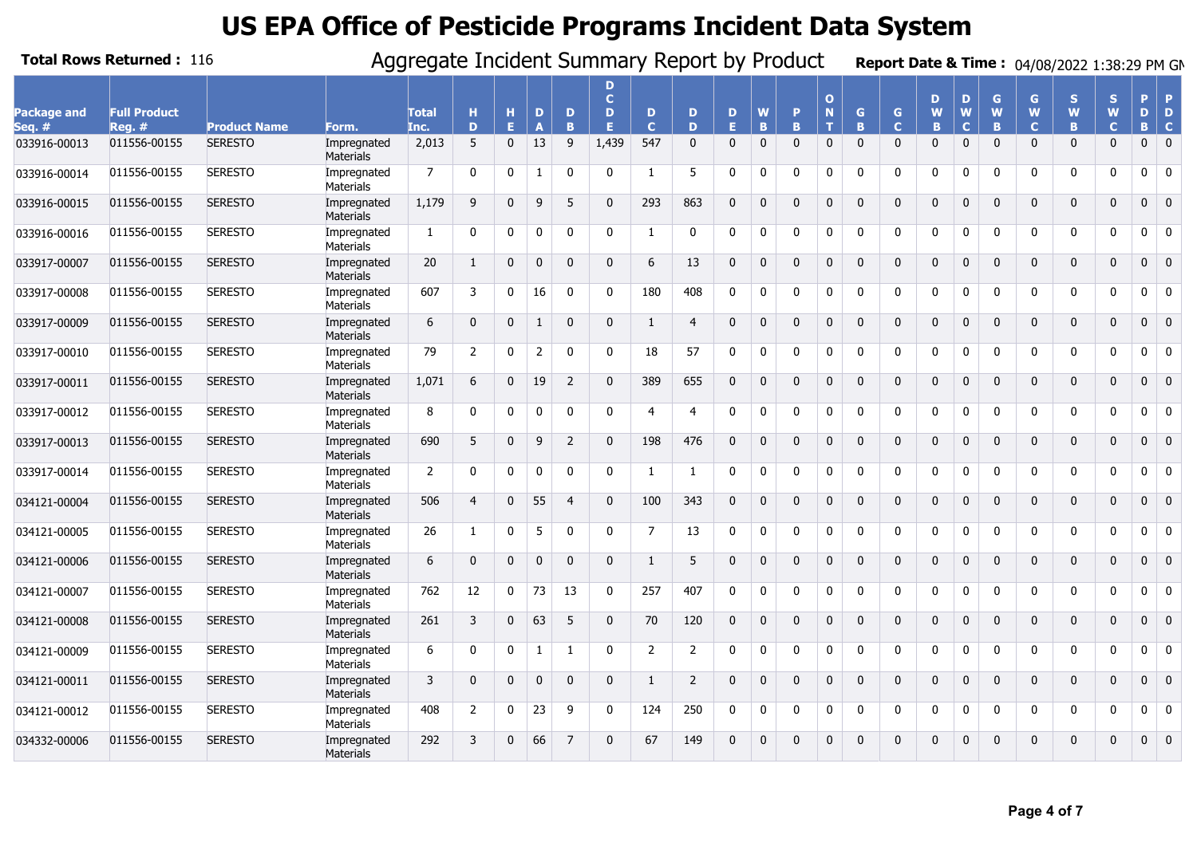# US EPA Office of Pesticide Programs Incident Data System

**Total Rows Returned :** 116

## Aggregate Incident Summary Report by Product

**Report Date & Time :** 04/08/2022 1:38:29 PM GM

| Package and Seq. # | Full Product Reg. # | Product Name | Form. | Total Inc. | HD | HE | DA | DB | DCDE | DC | DD | DE | WB | PB | ONT | GB | GC | DWB | DWC | GWB | GWC | SWB | SWC | PDB | PDC |
|---|---|---|---|---|---|---|---|---|---|---|---|---|---|---|---|---|---|---|---|---|---|---|---|---|---|
| 033916-00013 | 011556-00155 | SERESTO | Impregnated Materials | 2,013 | 5 | 0 | 13 | 9 | 1,439 | 547 | 0 | 0 | 0 | 0 | 0 | 0 | 0 | 0 | 0 | 0 | 0 | 0 | 0 | 0 | 0 |
| 033916-00014 | 011556-00155 | SERESTO | Impregnated Materials | 7 | 0 | 0 | 1 | 0 | 0 | 1 | 5 | 0 | 0 | 0 | 0 | 0 | 0 | 0 | 0 | 0 | 0 | 0 | 0 | 0 | 0 |
| 033916-00015 | 011556-00155 | SERESTO | Impregnated Materials | 1,179 | 9 | 0 | 9 | 5 | 0 | 293 | 863 | 0 | 0 | 0 | 0 | 0 | 0 | 0 | 0 | 0 | 0 | 0 | 0 | 0 | 0 |
| 033916-00016 | 011556-00155 | SERESTO | Impregnated Materials | 1 | 0 | 0 | 0 | 0 | 0 | 1 | 0 | 0 | 0 | 0 | 0 | 0 | 0 | 0 | 0 | 0 | 0 | 0 | 0 | 0 | 0 |
| 033917-00007 | 011556-00155 | SERESTO | Impregnated Materials | 20 | 1 | 0 | 0 | 0 | 0 | 6 | 13 | 0 | 0 | 0 | 0 | 0 | 0 | 0 | 0 | 0 | 0 | 0 | 0 | 0 | 0 |
| 033917-00008 | 011556-00155 | SERESTO | Impregnated Materials | 607 | 3 | 0 | 16 | 0 | 0 | 180 | 408 | 0 | 0 | 0 | 0 | 0 | 0 | 0 | 0 | 0 | 0 | 0 | 0 | 0 | 0 |
| 033917-00009 | 011556-00155 | SERESTO | Impregnated Materials | 6 | 0 | 0 | 1 | 0 | 0 | 1 | 4 | 0 | 0 | 0 | 0 | 0 | 0 | 0 | 0 | 0 | 0 | 0 | 0 | 0 | 0 |
| 033917-00010 | 011556-00155 | SERESTO | Impregnated Materials | 79 | 2 | 0 | 2 | 0 | 0 | 18 | 57 | 0 | 0 | 0 | 0 | 0 | 0 | 0 | 0 | 0 | 0 | 0 | 0 | 0 | 0 |
| 033917-00011 | 011556-00155 | SERESTO | Impregnated Materials | 1,071 | 6 | 0 | 19 | 2 | 0 | 389 | 655 | 0 | 0 | 0 | 0 | 0 | 0 | 0 | 0 | 0 | 0 | 0 | 0 | 0 | 0 |
| 033917-00012 | 011556-00155 | SERESTO | Impregnated Materials | 8 | 0 | 0 | 0 | 0 | 0 | 4 | 4 | 0 | 0 | 0 | 0 | 0 | 0 | 0 | 0 | 0 | 0 | 0 | 0 | 0 | 0 |
| 033917-00013 | 011556-00155 | SERESTO | Impregnated Materials | 690 | 5 | 0 | 9 | 2 | 0 | 198 | 476 | 0 | 0 | 0 | 0 | 0 | 0 | 0 | 0 | 0 | 0 | 0 | 0 | 0 | 0 |
| 033917-00014 | 011556-00155 | SERESTO | Impregnated Materials | 2 | 0 | 0 | 0 | 0 | 0 | 1 | 1 | 0 | 0 | 0 | 0 | 0 | 0 | 0 | 0 | 0 | 0 | 0 | 0 | 0 | 0 |
| 034121-00004 | 011556-00155 | SERESTO | Impregnated Materials | 506 | 4 | 0 | 55 | 4 | 0 | 100 | 343 | 0 | 0 | 0 | 0 | 0 | 0 | 0 | 0 | 0 | 0 | 0 | 0 | 0 | 0 |
| 034121-00005 | 011556-00155 | SERESTO | Impregnated Materials | 26 | 1 | 0 | 5 | 0 | 0 | 7 | 13 | 0 | 0 | 0 | 0 | 0 | 0 | 0 | 0 | 0 | 0 | 0 | 0 | 0 | 0 |
| 034121-00006 | 011556-00155 | SERESTO | Impregnated Materials | 6 | 0 | 0 | 0 | 0 | 0 | 1 | 5 | 0 | 0 | 0 | 0 | 0 | 0 | 0 | 0 | 0 | 0 | 0 | 0 | 0 | 0 |
| 034121-00007 | 011556-00155 | SERESTO | Impregnated Materials | 762 | 12 | 0 | 73 | 13 | 0 | 257 | 407 | 0 | 0 | 0 | 0 | 0 | 0 | 0 | 0 | 0 | 0 | 0 | 0 | 0 | 0 |
| 034121-00008 | 011556-00155 | SERESTO | Impregnated Materials | 261 | 3 | 0 | 63 | 5 | 0 | 70 | 120 | 0 | 0 | 0 | 0 | 0 | 0 | 0 | 0 | 0 | 0 | 0 | 0 | 0 | 0 |
| 034121-00009 | 011556-00155 | SERESTO | Impregnated Materials | 6 | 0 | 0 | 1 | 1 | 0 | 2 | 2 | 0 | 0 | 0 | 0 | 0 | 0 | 0 | 0 | 0 | 0 | 0 | 0 | 0 | 0 |
| 034121-00011 | 011556-00155 | SERESTO | Impregnated Materials | 3 | 0 | 0 | 0 | 0 | 0 | 1 | 2 | 0 | 0 | 0 | 0 | 0 | 0 | 0 | 0 | 0 | 0 | 0 | 0 | 0 | 0 |
| 034121-00012 | 011556-00155 | SERESTO | Impregnated Materials | 408 | 2 | 0 | 23 | 9 | 0 | 124 | 250 | 0 | 0 | 0 | 0 | 0 | 0 | 0 | 0 | 0 | 0 | 0 | 0 | 0 | 0 |
| 034332-00006 | 011556-00155 | SERESTO | Impregnated Materials | 292 | 3 | 0 | 66 | 7 | 0 | 67 | 149 | 0 | 0 | 0 | 0 | 0 | 0 | 0 | 0 | 0 | 0 | 0 | 0 | 0 | 0 |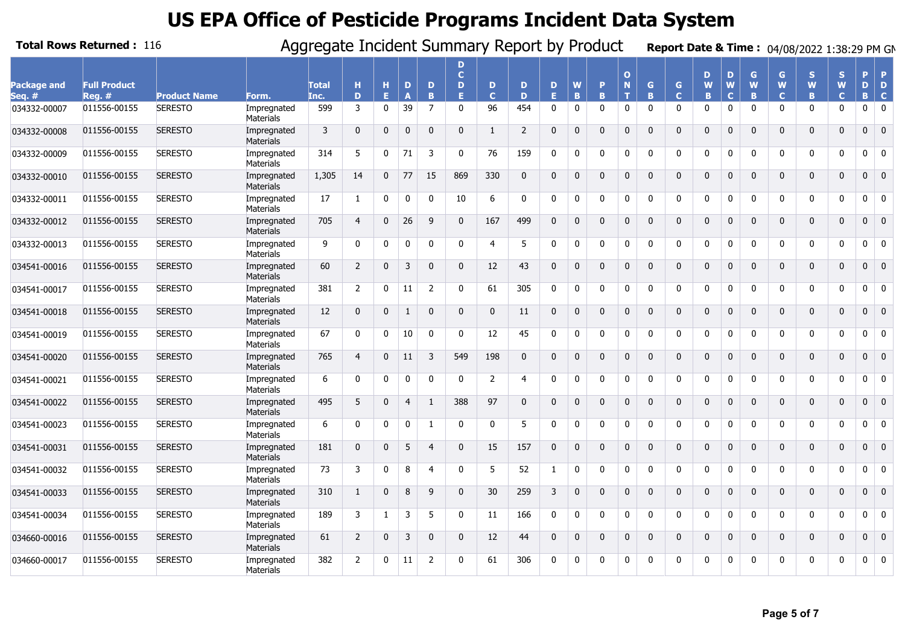# US EPA Office of Pesticide Programs Incident Data System

**Total Rows Returned :** 116

Aggregate Incident Summary Report by Product

**Report Date & Time :** 04/08/2022 1:38:29 PM GM

| Package and Seq. # | Full Product Reg. # | Product Name | Form. | Total Inc. | HD | HE | DA | DB | DCDE | DC | DD | DE | WB | PB | ONT | GB | GC | DWB | DWC | GWB | GWC | SWB | SWC | PDB | PDC |
|---|---|---|---|---|---|---|---|---|---|---|---|---|---|---|---|---|---|---|---|---|---|---|---|---|---|
| 034332-00007 | 011556-00155 | SERESTO | Impregnated Materials | 599 | 3 | 0 | 39 | 7 | 0 | 96 | 454 | 0 | 0 | 0 | 0 | 0 | 0 | 0 | 0 | 0 | 0 | 0 | 0 | 0 | 0 |
| 034332-00008 | 011556-00155 | SERESTO | Impregnated Materials | 3 | 0 | 0 | 0 | 0 | 0 | 1 | 2 | 0 | 0 | 0 | 0 | 0 | 0 | 0 | 0 | 0 | 0 | 0 | 0 | 0 | 0 |
| 034332-00009 | 011556-00155 | SERESTO | Impregnated Materials | 314 | 5 | 0 | 71 | 3 | 0 | 76 | 159 | 0 | 0 | 0 | 0 | 0 | 0 | 0 | 0 | 0 | 0 | 0 | 0 | 0 | 0 |
| 034332-00010 | 011556-00155 | SERESTO | Impregnated Materials | 1,305 | 14 | 0 | 77 | 15 | 869 | 330 | 0 | 0 | 0 | 0 | 0 | 0 | 0 | 0 | 0 | 0 | 0 | 0 | 0 | 0 | 0 |
| 034332-00011 | 011556-00155 | SERESTO | Impregnated Materials | 17 | 1 | 0 | 0 | 0 | 10 | 6 | 0 | 0 | 0 | 0 | 0 | 0 | 0 | 0 | 0 | 0 | 0 | 0 | 0 | 0 | 0 |
| 034332-00012 | 011556-00155 | SERESTO | Impregnated Materials | 705 | 4 | 0 | 26 | 9 | 0 | 167 | 499 | 0 | 0 | 0 | 0 | 0 | 0 | 0 | 0 | 0 | 0 | 0 | 0 | 0 | 0 |
| 034332-00013 | 011556-00155 | SERESTO | Impregnated Materials | 9 | 0 | 0 | 0 | 0 | 0 | 4 | 5 | 0 | 0 | 0 | 0 | 0 | 0 | 0 | 0 | 0 | 0 | 0 | 0 | 0 | 0 |
| 034541-00016 | 011556-00155 | SERESTO | Impregnated Materials | 60 | 2 | 0 | 3 | 0 | 0 | 12 | 43 | 0 | 0 | 0 | 0 | 0 | 0 | 0 | 0 | 0 | 0 | 0 | 0 | 0 | 0 |
| 034541-00017 | 011556-00155 | SERESTO | Impregnated Materials | 381 | 2 | 0 | 11 | 2 | 0 | 61 | 305 | 0 | 0 | 0 | 0 | 0 | 0 | 0 | 0 | 0 | 0 | 0 | 0 | 0 | 0 |
| 034541-00018 | 011556-00155 | SERESTO | Impregnated Materials | 12 | 0 | 0 | 1 | 0 | 0 | 0 | 11 | 0 | 0 | 0 | 0 | 0 | 0 | 0 | 0 | 0 | 0 | 0 | 0 | 0 | 0 |
| 034541-00019 | 011556-00155 | SERESTO | Impregnated Materials | 67 | 0 | 0 | 10 | 0 | 0 | 12 | 45 | 0 | 0 | 0 | 0 | 0 | 0 | 0 | 0 | 0 | 0 | 0 | 0 | 0 | 0 |
| 034541-00020 | 011556-00155 | SERESTO | Impregnated Materials | 765 | 4 | 0 | 11 | 3 | 549 | 198 | 0 | 0 | 0 | 0 | 0 | 0 | 0 | 0 | 0 | 0 | 0 | 0 | 0 | 0 | 0 |
| 034541-00021 | 011556-00155 | SERESTO | Impregnated Materials | 6 | 0 | 0 | 0 | 0 | 0 | 2 | 4 | 0 | 0 | 0 | 0 | 0 | 0 | 0 | 0 | 0 | 0 | 0 | 0 | 0 | 0 |
| 034541-00022 | 011556-00155 | SERESTO | Impregnated Materials | 495 | 5 | 0 | 4 | 1 | 388 | 97 | 0 | 0 | 0 | 0 | 0 | 0 | 0 | 0 | 0 | 0 | 0 | 0 | 0 | 0 | 0 |
| 034541-00023 | 011556-00155 | SERESTO | Impregnated Materials | 6 | 0 | 0 | 0 | 1 | 0 | 0 | 5 | 0 | 0 | 0 | 0 | 0 | 0 | 0 | 0 | 0 | 0 | 0 | 0 | 0 | 0 |
| 034541-00031 | 011556-00155 | SERESTO | Impregnated Materials | 181 | 0 | 0 | 5 | 4 | 0 | 15 | 157 | 0 | 0 | 0 | 0 | 0 | 0 | 0 | 0 | 0 | 0 | 0 | 0 | 0 | 0 |
| 034541-00032 | 011556-00155 | SERESTO | Impregnated Materials | 73 | 3 | 0 | 8 | 4 | 0 | 5 | 52 | 1 | 0 | 0 | 0 | 0 | 0 | 0 | 0 | 0 | 0 | 0 | 0 | 0 | 0 |
| 034541-00033 | 011556-00155 | SERESTO | Impregnated Materials | 310 | 1 | 0 | 8 | 9 | 0 | 30 | 259 | 3 | 0 | 0 | 0 | 0 | 0 | 0 | 0 | 0 | 0 | 0 | 0 | 0 | 0 |
| 034541-00034 | 011556-00155 | SERESTO | Impregnated Materials | 189 | 3 | 1 | 3 | 5 | 0 | 11 | 166 | 0 | 0 | 0 | 0 | 0 | 0 | 0 | 0 | 0 | 0 | 0 | 0 | 0 | 0 |
| 034660-00016 | 011556-00155 | SERESTO | Impregnated Materials | 61 | 2 | 0 | 3 | 0 | 0 | 12 | 44 | 0 | 0 | 0 | 0 | 0 | 0 | 0 | 0 | 0 | 0 | 0 | 0 | 0 | 0 |
| 034660-00017 | 011556-00155 | SERESTO | Impregnated Materials | 382 | 2 | 0 | 11 | 2 | 0 | 61 | 306 | 0 | 0 | 0 | 0 | 0 | 0 | 0 | 0 | 0 | 0 | 0 | 0 | 0 | 0 |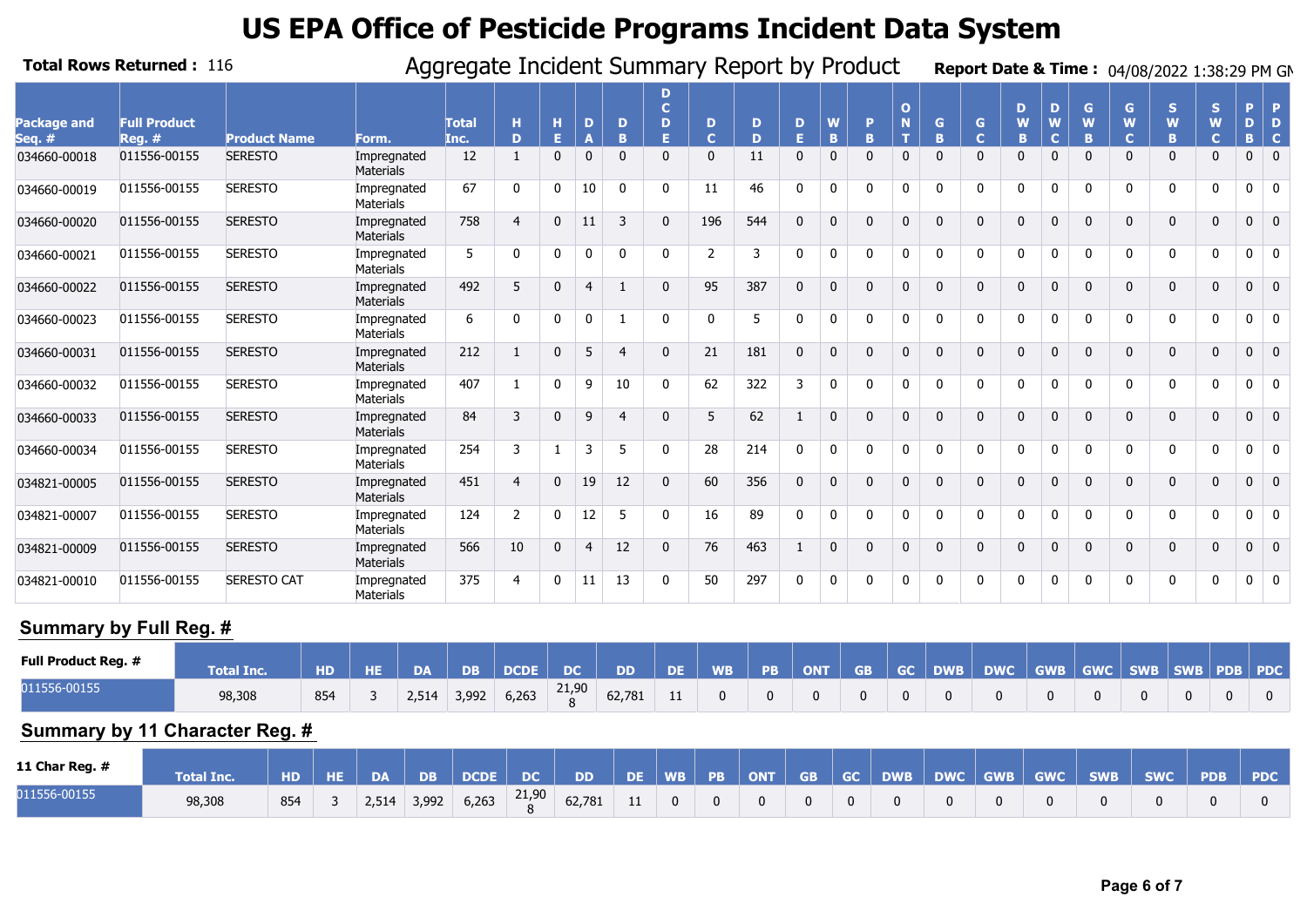# US EPA Office of Pesticide Programs Incident Data System

**Total Rows Returned :** 116

Aggregate Incident Summary Report by Product

**Report Date & Time :** 04/08/2022 1:38:29 PM GM

| Package and Seq. # | Full Product Reg. # | Product Name | Form. | Total Inc. | HD | HE | DA | DB | DCDE | DC | DD | DE | WB | PB | ONT | GB | GC | DWB | DWC | GWB | GWC | SWB | SWC | PDB | PDC |
|---|---|---|---|---|---|---|---|---|---|---|---|---|---|---|---|---|---|---|---|---|---|---|---|---|---|
| 034660-00018 | 011556-00155 | SERESTO | Impregnated Materials | 12 | 1 | 0 | 0 | 0 | 0 | 0 | 11 | 0 | 0 | 0 | 0 | 0 | 0 | 0 | 0 | 0 | 0 | 0 | 0 | 0 | 0 |
| 034660-00019 | 011556-00155 | SERESTO | Impregnated Materials | 67 | 0 | 0 | 10 | 0 | 0 | 11 | 46 | 0 | 0 | 0 | 0 | 0 | 0 | 0 | 0 | 0 | 0 | 0 | 0 | 0 | 0 |
| 034660-00020 | 011556-00155 | SERESTO | Impregnated Materials | 758 | 4 | 0 | 11 | 3 | 0 | 196 | 544 | 0 | 0 | 0 | 0 | 0 | 0 | 0 | 0 | 0 | 0 | 0 | 0 | 0 | 0 |
| 034660-00021 | 011556-00155 | SERESTO | Impregnated Materials | 5 | 0 | 0 | 0 | 0 | 0 | 2 | 3 | 0 | 0 | 0 | 0 | 0 | 0 | 0 | 0 | 0 | 0 | 0 | 0 | 0 | 0 |
| 034660-00022 | 011556-00155 | SERESTO | Impregnated Materials | 492 | 5 | 0 | 4 | 1 | 0 | 95 | 387 | 0 | 0 | 0 | 0 | 0 | 0 | 0 | 0 | 0 | 0 | 0 | 0 | 0 | 0 |
| 034660-00023 | 011556-00155 | SERESTO | Impregnated Materials | 6 | 0 | 0 | 0 | 1 | 0 | 0 | 5 | 0 | 0 | 0 | 0 | 0 | 0 | 0 | 0 | 0 | 0 | 0 | 0 | 0 | 0 |
| 034660-00031 | 011556-00155 | SERESTO | Impregnated Materials | 212 | 1 | 0 | 5 | 4 | 0 | 21 | 181 | 0 | 0 | 0 | 0 | 0 | 0 | 0 | 0 | 0 | 0 | 0 | 0 | 0 | 0 |
| 034660-00032 | 011556-00155 | SERESTO | Impregnated Materials | 407 | 1 | 0 | 9 | 10 | 0 | 62 | 322 | 3 | 0 | 0 | 0 | 0 | 0 | 0 | 0 | 0 | 0 | 0 | 0 | 0 | 0 |
| 034660-00033 | 011556-00155 | SERESTO | Impregnated Materials | 84 | 3 | 0 | 9 | 4 | 0 | 5 | 62 | 1 | 0 | 0 | 0 | 0 | 0 | 0 | 0 | 0 | 0 | 0 | 0 | 0 | 0 |
| 034660-00034 | 011556-00155 | SERESTO | Impregnated Materials | 254 | 3 | 1 | 3 | 5 | 0 | 28 | 214 | 0 | 0 | 0 | 0 | 0 | 0 | 0 | 0 | 0 | 0 | 0 | 0 | 0 | 0 |
| 034821-00005 | 011556-00155 | SERESTO | Impregnated Materials | 451 | 4 | 0 | 19 | 12 | 0 | 60 | 356 | 0 | 0 | 0 | 0 | 0 | 0 | 0 | 0 | 0 | 0 | 0 | 0 | 0 | 0 |
| 034821-00007 | 011556-00155 | SERESTO | Impregnated Materials | 124 | 2 | 0 | 12 | 5 | 0 | 16 | 89 | 0 | 0 | 0 | 0 | 0 | 0 | 0 | 0 | 0 | 0 | 0 | 0 | 0 | 0 |
| 034821-00009 | 011556-00155 | SERESTO | Impregnated Materials | 566 | 10 | 0 | 4 | 12 | 0 | 76 | 463 | 1 | 0 | 0 | 0 | 0 | 0 | 0 | 0 | 0 | 0 | 0 | 0 | 0 | 0 |
| 034821-00010 | 011556-00155 | SERESTO CAT | Impregnated Materials | 375 | 4 | 0 | 11 | 13 | 0 | 50 | 297 | 0 | 0 | 0 | 0 | 0 | 0 | 0 | 0 | 0 | 0 | 0 | 0 | 0 | 0 |

## Summary by Full Reg. #

| Full Product Reg. # | Total Inc. | HD | HE | DA | DB | DCDE | DC | DD | DE | WB | PB | ONT | GB | GC | DWB | DWC | GWB | GWC | SWB | SWB | PDB | PDC |
|---|---|---|---|---|---|---|---|---|---|---|---|---|---|---|---|---|---|---|---|---|---|---|
| 011556-00155 | 98,308 | 854 | 3 | 2,514 | 3,992 | 6,263 | 21,908 | 62,781 | 11 | 0 | 0 | 0 | 0 | 0 | 0 | 0 | 0 | 0 | 0 | 0 | 0 | 0 |

## Summary by 11 Character Reg. #

| 11 Char Reg. # | Total Inc. | HD | HE | DA | DB | DCDE | DC | DD | DE | WB | PB | ONT | GB | GC | DWB | DWC | GWB | GWC | SWB | SWC | PDB | PDC |
|---|---|---|---|---|---|---|---|---|---|---|---|---|---|---|---|---|---|---|---|---|---|---|
| 011556-00155 | 98,308 | 854 | 3 | 2,514 | 3,992 | 6,263 | 21,908 | 62,781 | 11 | 0 | 0 | 0 | 0 | 0 | 0 | 0 | 0 | 0 | 0 | 0 | 0 | 0 |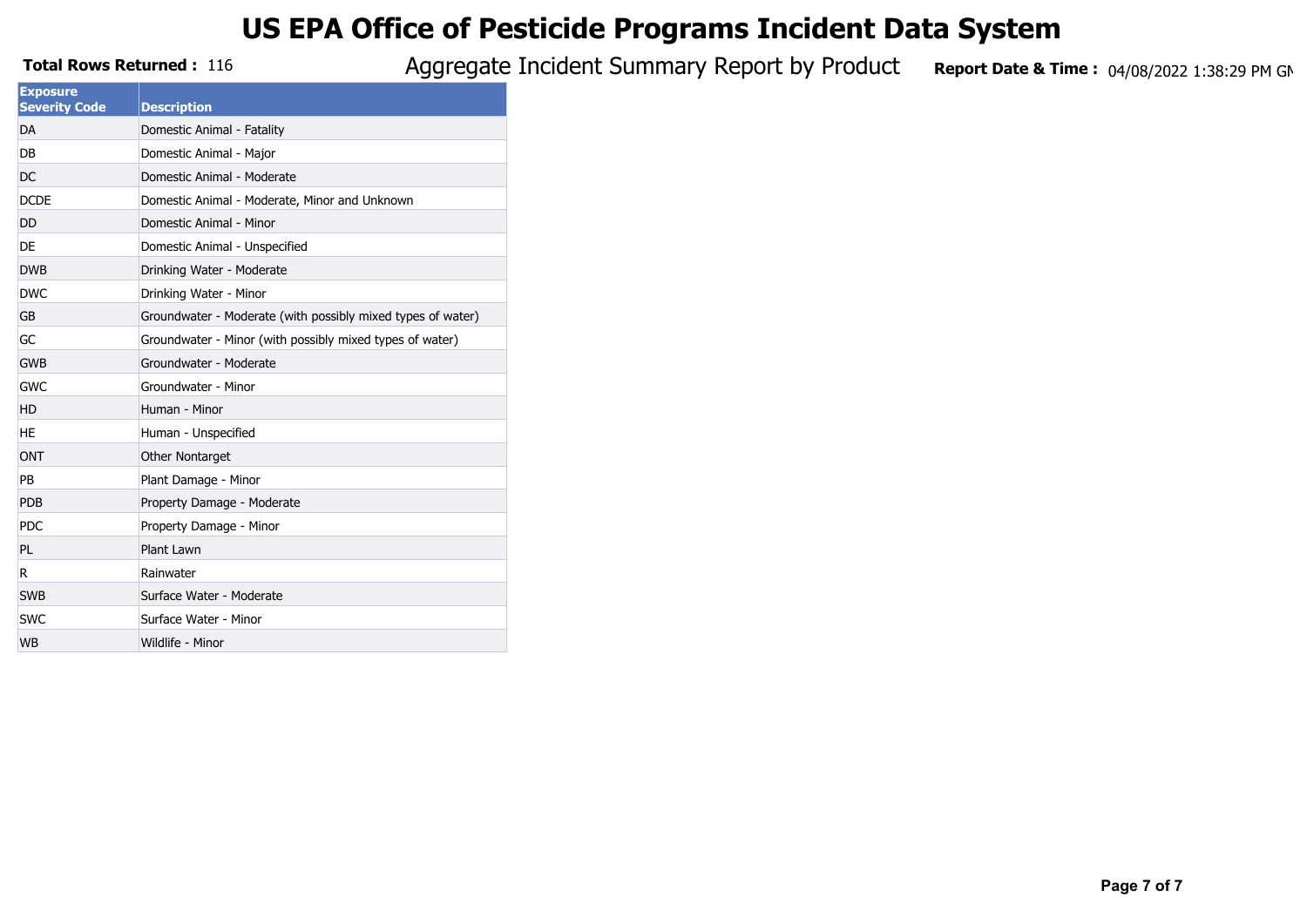# US EPA Office of Pesticide Programs Incident Data System

**Total Rows Returned :** 116

Aggregate Incident Summary Report by Product

**Report Date & Time :** 04/08/2022 1:38:29 PM GM

| Exposure Severity Code | Description |
|---|---|
| DA | Domestic Animal - Fatality |
| DB | Domestic Animal - Major |
| DC | Domestic Animal - Moderate |
| DCDE | Domestic Animal - Moderate, Minor and Unknown |
| DD | Domestic Animal - Minor |
| DE | Domestic Animal - Unspecified |
| DWB | Drinking Water - Moderate |
| DWC | Drinking Water - Minor |
| GB | Groundwater - Moderate (with possibly mixed types of water) |
| GC | Groundwater - Minor (with possibly mixed types of water) |
| GWB | Groundwater - Moderate |
| GWC | Groundwater - Minor |
| HD | Human - Minor |
| HE | Human - Unspecified |
| ONT | Other Nontarget |
| PB | Plant Damage - Minor |
| PDB | Property Damage - Moderate |
| PDC | Property Damage - Minor |
| PL | Plant Lawn |
| R | Rainwater |
| SWB | Surface Water - Moderate |
| SWC | Surface Water - Minor |
| WB | Wildlife - Minor |